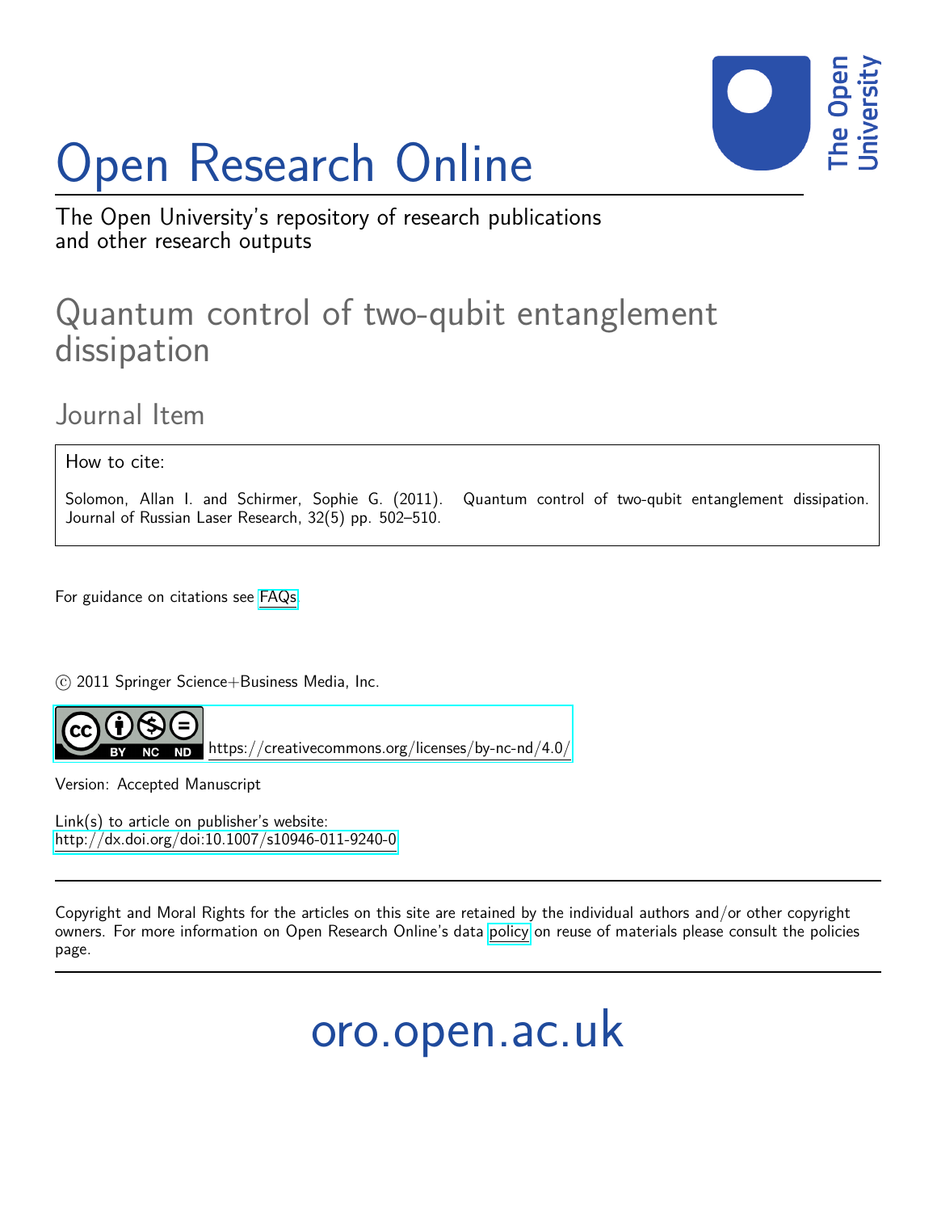# Open Research Online

The Open University's repository of research publications and other research outputs

## Quantum control of two-qubit entanglement dissipation

### Journal Item

How to cite:

Solomon, Allan I. and Schirmer, Sophie G. (2011). Quantum control of two-qubit entanglement dissipation. Journal of Russian Laser Research, 32(5) pp. 502–510.

For guidance on citations see FAQs.

© 2011 Springer Science+Business Media, Inc.

https://creativecommons.org/licenses/by-nc-nd/4.0/

Version: Accepted Manuscript

Link(s) to article on publisher's website:
http://dx.doi.org/doi:10.1007/s10946-011-9240-0

Copyright and Moral Rights for the articles on this site are retained by the individual authors and/or other copyright owners. For more information on Open Research Online's data policy on reuse of materials please consult the policies page.

oro.open.ac.uk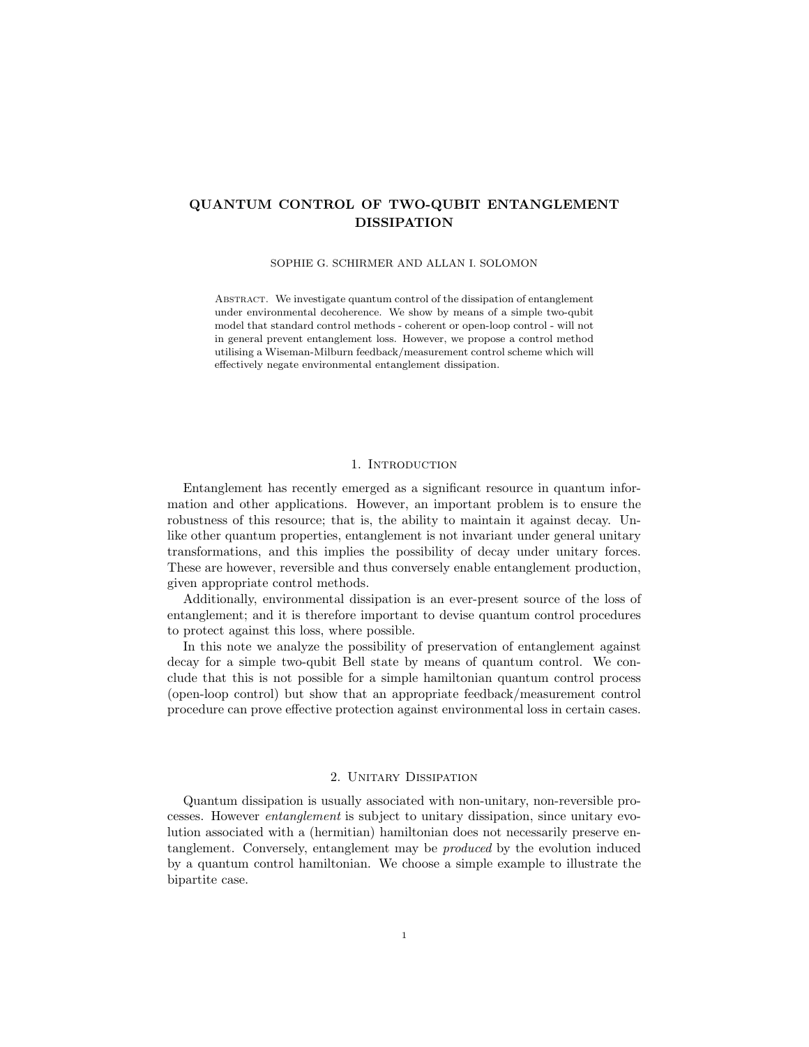# QUANTUM CONTROL OF TWO-QUBIT ENTANGLEMENT DISSIPATION

SOPHIE G. SCHIRMER AND ALLAN I. SOLOMON

Abstract. We investigate quantum control of the dissipation of entanglement under environmental decoherence. We show by means of a simple two-qubit model that standard control methods - coherent or open-loop control - will not in general prevent entanglement loss. However, we propose a control method utilising a Wiseman-Milburn feedback/measurement control scheme which will effectively negate environmental entanglement dissipation.

## 1. Introduction

Entanglement has recently emerged as a significant resource in quantum information and other applications. However, an important problem is to ensure the robustness of this resource; that is, the ability to maintain it against decay. Unlike other quantum properties, entanglement is not invariant under general unitary transformations, and this implies the possibility of decay under unitary forces. These are however, reversible and thus conversely enable entanglement production, given appropriate control methods.

Additionally, environmental dissipation is an ever-present source of the loss of entanglement; and it is therefore important to devise quantum control procedures to protect against this loss, where possible.

In this note we analyze the possibility of preservation of entanglement against decay for a simple two-qubit Bell state by means of quantum control. We conclude that this is not possible for a simple hamiltonian quantum control process (open-loop control) but show that an appropriate feedback/measurement control procedure can prove effective protection against environmental loss in certain cases.

## 2. Unitary Dissipation

Quantum dissipation is usually associated with non-unitary, non-reversible processes. However *entanglement* is subject to unitary dissipation, since unitary evolution associated with a (hermitian) hamiltonian does not necessarily preserve entanglement. Conversely, entanglement may be *produced* by the evolution induced by a quantum control hamiltonian. We choose a simple example to illustrate the bipartite case.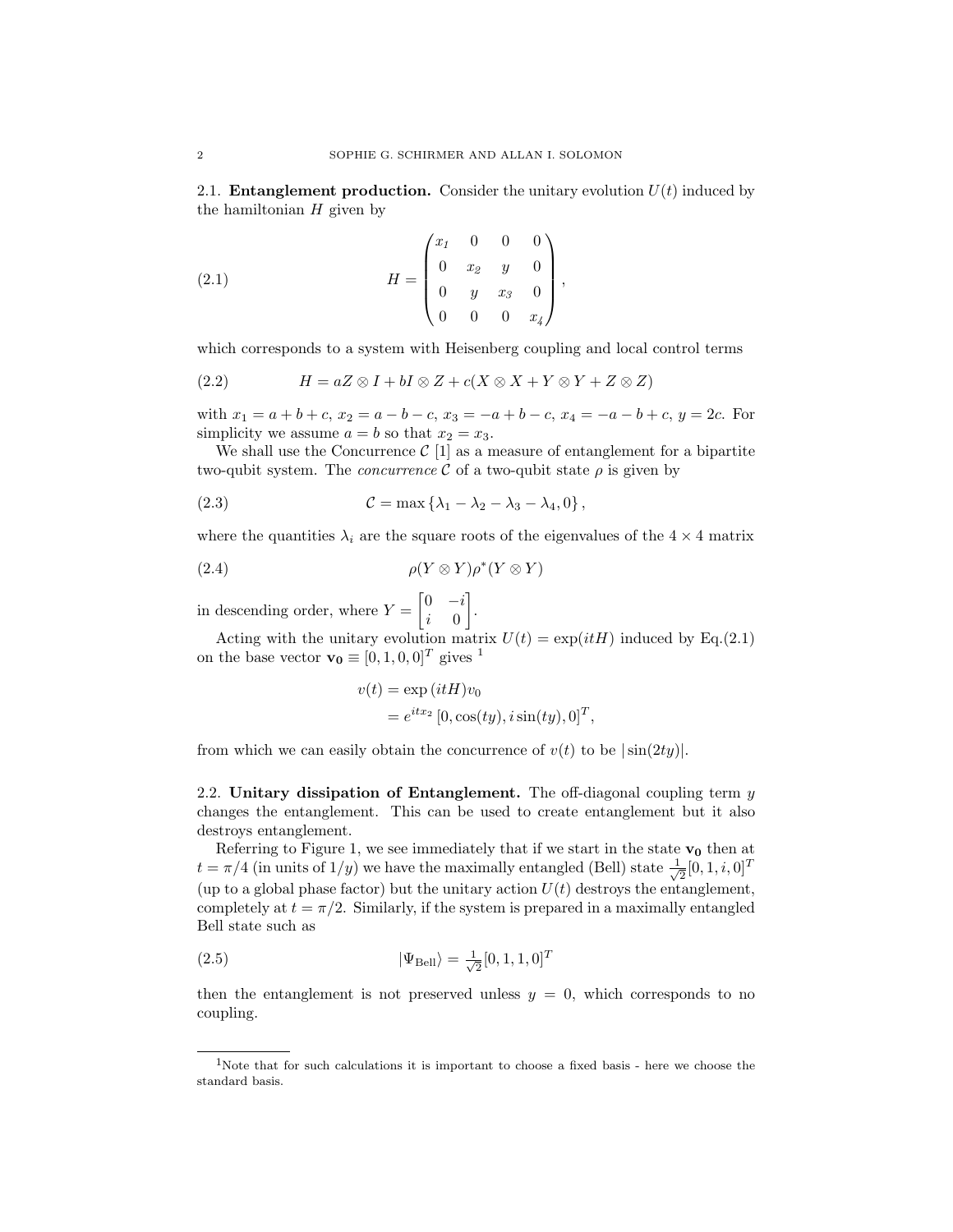**2.1. Entanglement production.** Consider the unitary evolution $U(t)$ induced by the hamiltonian $H$ given by

$$H = \begin{pmatrix} x_1 & 0 & 0 & 0 \\ 0 & x_2 & y & 0 \\ 0 & y & x_3 & 0 \\ 0 & 0 & 0 & x_4 \end{pmatrix}, \tag{2.1}$$

which corresponds to a system with Heisenberg coupling and local control terms

$$H = aZ \otimes I + bI \otimes Z + c(X \otimes X + Y \otimes Y + Z \otimes Z) \tag{2.2}$$

with $x_1 = a + b + c$, $x_2 = a - b - c$, $x_3 = -a + b - c$, $x_4 = -a - b + c$, $y = 2c$. For simplicity we assume $a = b$ so that $x_2 = x_3$.

We shall use the Concurrence $\mathcal{C}$ [1] as a measure of entanglement for a bipartite two-qubit system. The *concurrence* $\mathcal{C}$ of a two-qubit state $\rho$ is given by

$$\mathcal{C} = \max\{\lambda_1 - \lambda_2 - \lambda_3 - \lambda_4, 0\}, \tag{2.3}$$

where the quantities $\lambda_i$ are the square roots of the eigenvalues of the $4 \times 4$ matrix

$$\rho(Y \otimes Y)\rho^*(Y \otimes Y) \tag{2.4}$$

in descending order, where $Y = \begin{bmatrix} 0 & -i \\ i & 0 \end{bmatrix}$.

Acting with the unitary evolution matrix $U(t) = \exp(itH)$ induced by Eq.(2.1) on the base vector $\mathbf{v_0} \equiv [0, 1, 0, 0]^T$ gives [1]

$$\begin{aligned} v(t) &= \exp(itH)v_0 \\ &= e^{itx_2}\,[0, \cos(ty), i\sin(ty), 0]^T, \end{aligned}$$

from which we can easily obtain the concurrence of $v(t)$ to be $|\sin(2ty)|$.

**2.2. Unitary dissipation of Entanglement.** The off-diagonal coupling term $y$ changes the entanglement. This can be used to create entanglement but it also destroys entanglement.

Referring to Figure 1, we see immediately that if we start in the state $\mathbf{v_0}$ then at $t = \pi/4$ (in units of $1/y$) we have the maximally entangled (Bell) state $\frac{1}{\sqrt{2}}[0, 1, i, 0]^T$ (up to a global phase factor) but the unitary action $U(t)$ destroys the entanglement, completely at $t = \pi/2$. Similarly, if the system is prepared in a maximally entangled Bell state such as

$$|\Psi_{\text{Bell}}\rangle = \tfrac{1}{\sqrt{2}}[0, 1, 1, 0]^T \tag{2.5}$$

then the entanglement is not preserved unless $y = 0$, which corresponds to no coupling.

---

[1] Note that for such calculations it is important to choose a fixed basis - here we choose the standard basis.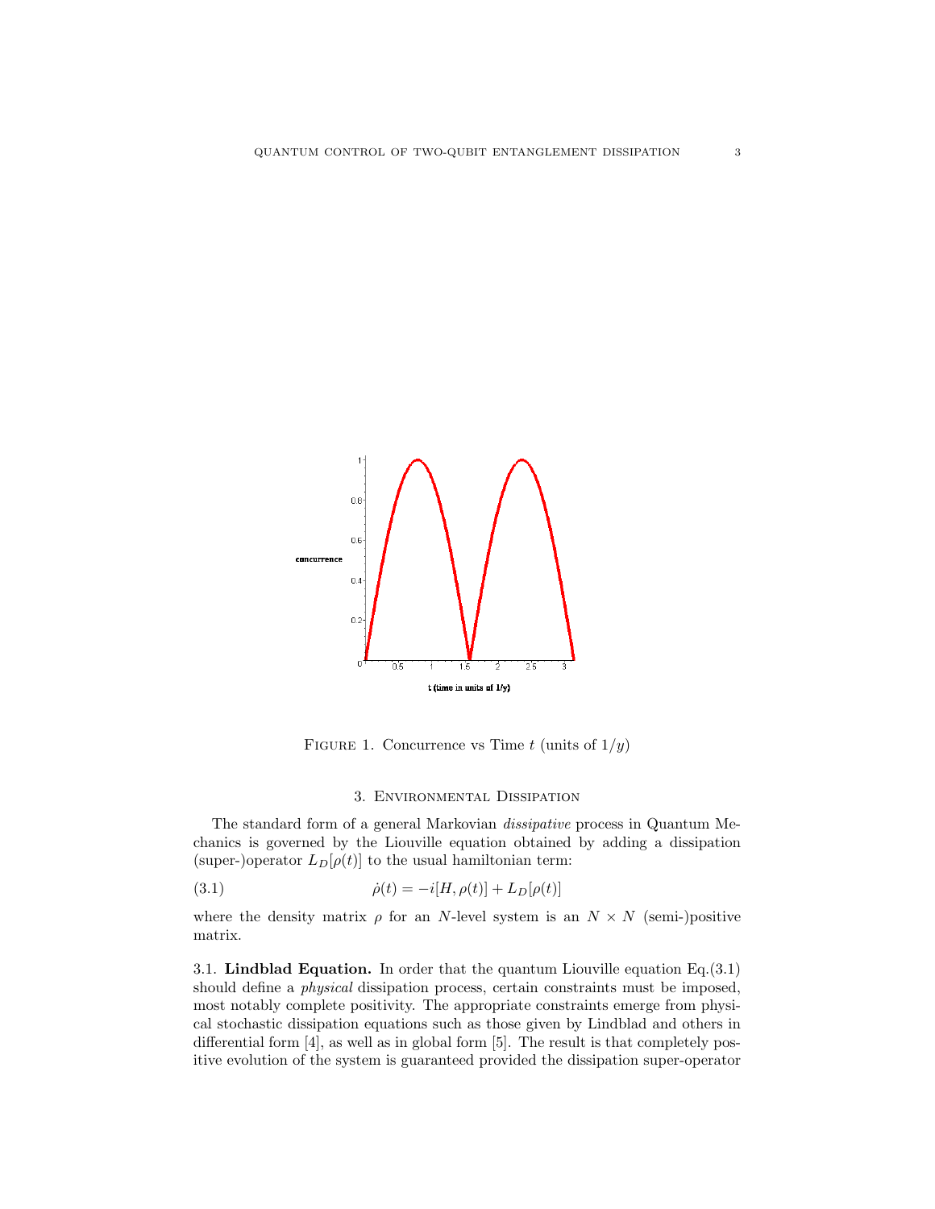concurrence

1

0.8

0.6

0.4

0.2

0

0.5

1

1.5

2

2.5

3

t (time in units of 1/y)

Figure 1. Concurrence vs Time $t$ (units of $1/y$)

## 3. Environmental Dissipation

The standard form of a general Markovian *dissipative* process in Quantum Mechanics is governed by the Liouville equation obtained by adding a dissipation (super-)operator $L_D[\rho(t)]$ to the usual hamiltonian term:

$$\dot{\rho}(t) = -i[H, \rho(t)] + L_D[\rho(t)] \tag{3.1}$$

where the density matrix $\rho$ for an $N$-level system is an $N \times N$ (semi-)positive matrix.

3.1. **Lindblad Equation.** In order that the quantum Liouville equation Eq.(3.1) should define a *physical* dissipation process, certain constraints must be imposed, most notably complete positivity. The appropriate constraints emerge from physical stochastic dissipation equations such as those given by Lindblad and others in differential form [4], as well as in global form [5]. The result is that completely positive evolution of the system is guaranteed provided the dissipation super-operator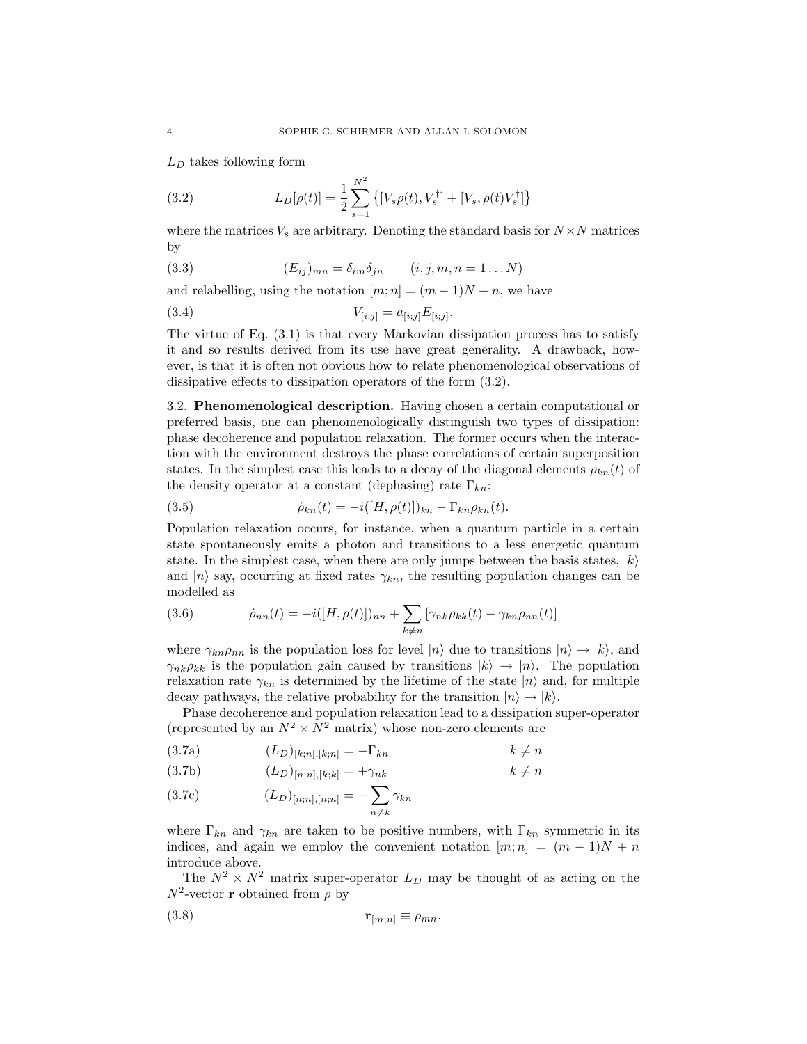$L_D$ takes following form

$$L_D[\rho(t)] = \frac{1}{2} \sum_{s=1}^{N^2} \left\{ [V_s \rho(t), V_s^\dagger] + [V_s, \rho(t) V_s^\dagger] \right\} \tag{3.2}$$

where the matrices $V_s$ are arbitrary. Denoting the standard basis for $N \times N$ matrices by

$$(E_{ij})_{mn} = \delta_{im}\delta_{jn} \qquad (i, j, m, n = 1 \ldots N) \tag{3.3}$$

and relabelling, using the notation $[m; n] = (m-1)N + n$, we have

$$V_{[i;j]} = a_{[i;j]} E_{[i;j]}. \tag{3.4}$$

The virtue of Eq. (3.1) is that every Markovian dissipation process has to satisfy it and so results derived from its use have great generality. A drawback, however, is that it is often not obvious how to relate phenomenological observations of dissipative effects to dissipation operators of the form (3.2).

### 3.2. Phenomenological description.

Having chosen a certain computational or preferred basis, one can phenomenologically distinguish two types of dissipation: phase decoherence and population relaxation. The former occurs when the interaction with the environment destroys the phase correlations of certain superposition states. In the simplest case this leads to a decay of the diagonal elements $\rho_{kn}(t)$ of the density operator at a constant (dephasing) rate $\Gamma_{kn}$:

$$\dot{\rho}_{kn}(t) = -i([H, \rho(t)])_{kn} - \Gamma_{kn}\rho_{kn}(t). \tag{3.5}$$

Population relaxation occurs, for instance, when a quantum particle in a certain state spontaneously emits a photon and transitions to a less energetic quantum state. In the simplest case, when there are only jumps between the basis states, $|k\rangle$ and $|n\rangle$ say, occurring at fixed rates $\gamma_{kn}$, the resulting population changes can be modelled as

$$\dot{\rho}_{nn}(t) = -i([H, \rho(t)])_{nn} + \sum_{k \neq n} \left[ \gamma_{nk}\rho_{kk}(t) - \gamma_{kn}\rho_{nn}(t) \right] \tag{3.6}$$

where $\gamma_{kn}\rho_{nn}$ is the population loss for level $|n\rangle$ due to transitions $|n\rangle \to |k\rangle$, and $\gamma_{nk}\rho_{kk}$ is the population gain caused by transitions $|k\rangle \to |n\rangle$. The population relaxation rate $\gamma_{kn}$ is determined by the lifetime of the state $|n\rangle$ and, for multiple decay pathways, the relative probability for the transition $|n\rangle \to |k\rangle$.

Phase decoherence and population relaxation lead to a dissipation super-operator (represented by an $N^2 \times N^2$ matrix) whose non-zero elements are

$$(L_D)_{[k;n],[k;n]} = -\Gamma_{kn} \qquad k \neq n \tag{3.7a}$$

$$(L_D)_{[n;n],[k;k]} = +\gamma_{nk} \qquad k \neq n \tag{3.7b}$$

$$(L_D)_{[n;n],[n;n]} = -\sum_{n \neq k} \gamma_{kn} \tag{3.7c}$$

where $\Gamma_{kn}$ and $\gamma_{kn}$ are taken to be positive numbers, with $\Gamma_{kn}$ symmetric in its indices, and again we employ the convenient notation $[m; n] = (m-1)N + n$ introduce above.

The $N^2 \times N^2$ matrix super-operator $L_D$ may be thought of as acting on the $N^2$-vector $\mathbf{r}$ obtained from $\rho$ by

$$\mathbf{r}_{[m;n]} \equiv \rho_{mn}. \tag{3.8}$$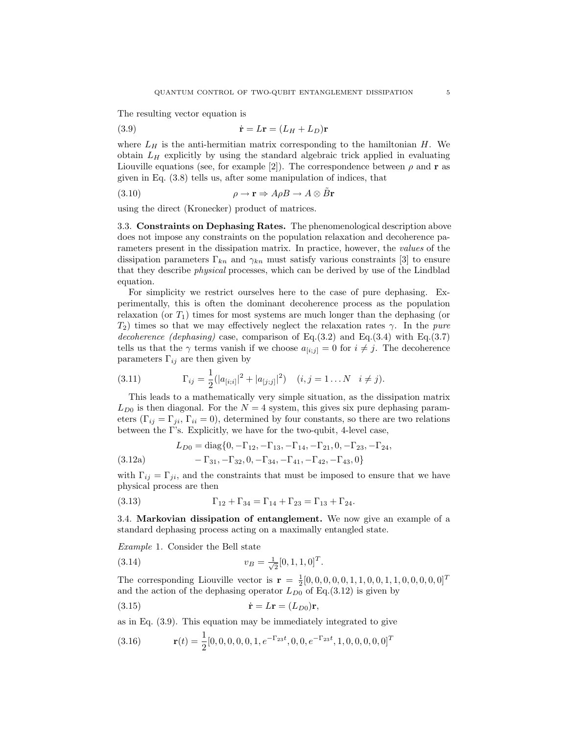The resulting vector equation is

$$\dot{\mathbf{r}} = L\mathbf{r} = (L_H + L_D)\mathbf{r} \tag{3.9}$$

where $L_H$ is the anti-hermitian matrix corresponding to the hamiltonian $H$. We obtain $L_H$ explicitly by using the standard algebraic trick applied in evaluating Liouville equations (see, for example [2]). The correspondence between $\rho$ and $\mathbf{r}$ as given in Eq. (3.8) tells us, after some manipulation of indices, that

$$\rho \to \mathbf{r} \Rightarrow A\rho B \to A \otimes \tilde{B}\mathbf{r} \tag{3.10}$$

using the direct (Kronecker) product of matrices.

### 3.3. Constraints on Dephasing Rates.

The phenomenological description above does not impose any constraints on the population relaxation and decoherence parameters present in the dissipation matrix. In practice, however, the *values* of the dissipation parameters $\Gamma_{kn}$ and $\gamma_{kn}$ must satisfy various constraints [3] to ensure that they describe *physical* processes, which can be derived by use of the Lindblad equation.

For simplicity we restrict ourselves here to the case of pure dephasing. Experimentally, this is often the dominant decoherence process as the population relaxation (or $T_1$) times for most systems are much longer than the dephasing (or $T_2$) times so that we may effectively neglect the relaxation rates $\gamma$. In the *pure decoherence (dephasing)* case, comparison of Eq.(3.2) and Eq.(3.4) with Eq.(3.7) tells us that the $\gamma$ terms vanish if we choose $a_{[i;j]} = 0$ for $i \neq j$. The decoherence parameters $\Gamma_{ij}$ are then given by

$$\Gamma_{ij} = \frac{1}{2}(|a_{[i;i]}|^2 + |a_{[j;j]}|^2) \quad (i, j = 1 \dots N \quad i \neq j). \tag{3.11}$$

This leads to a mathematically very simple situation, as the dissipation matrix $L_{D0}$ is then diagonal. For the $N = 4$ system, this gives six pure dephasing parameters ($\Gamma_{ij} = \Gamma_{ji}$, $\Gamma_{ii} = 0$), determined by four constants, so there are two relations between the $\Gamma$'s. Explicitly, we have for the two-qubit, 4-level case,

$$\begin{aligned} L_{D0} = \mathrm{diag}\{&0, -\Gamma_{12}, -\Gamma_{13}, -\Gamma_{14}, -\Gamma_{21}, 0, -\Gamma_{23}, -\Gamma_{24}, \\ &-\Gamma_{31}, -\Gamma_{32}, 0, -\Gamma_{34}, -\Gamma_{41}, -\Gamma_{42}, -\Gamma_{43}, 0\} \end{aligned} \tag{3.12a}$$

with $\Gamma_{ij} = \Gamma_{ji}$, and the constraints that must be imposed to ensure that we have physical process are then

$$\Gamma_{12} + \Gamma_{34} = \Gamma_{14} + \Gamma_{23} = \Gamma_{13} + \Gamma_{24}. \tag{3.13}$$

### 3.4. Markovian dissipation of entanglement.

We now give an example of a standard dephasing process acting on a maximally entangled state.

*Example* 1. Consider the Bell state

$$v_B = \tfrac{1}{\sqrt{2}}[0, 1, 1, 0]^T. \tag{3.14}$$

The corresponding Liouville vector is $\mathbf{r} = \frac{1}{2}[0, 0, 0, 0, 0, 1, 1, 0, 0, 1, 1, 0, 0, 0, 0, 0]^T$ and the action of the dephasing operator $L_{D0}$ of Eq.(3.12) is given by

$$\dot{\mathbf{r}} = L\mathbf{r} = (L_{D0})\mathbf{r}, \tag{3.15}$$

as in Eq. (3.9). This equation may be immediately integrated to give

$$\mathbf{r}(t) = \frac{1}{2}[0, 0, 0, 0, 0, 1, e^{-\Gamma_{23}t}, 0, 0, e^{-\Gamma_{23}t}, 1, 0, 0, 0, 0, 0]^T \tag{3.16}$$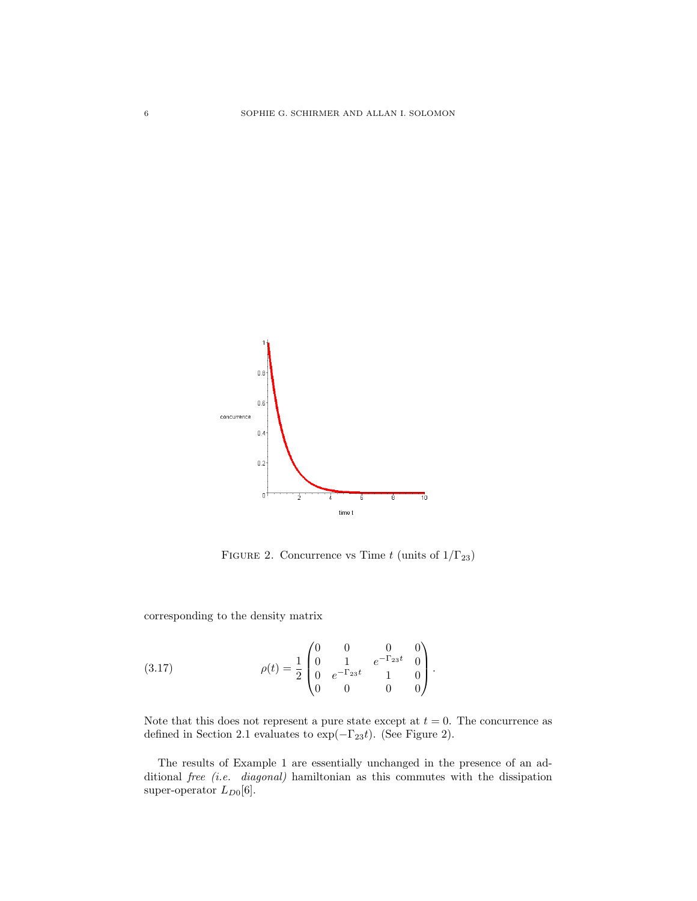1

0.8

0.6

concurrence

0.4

0.2

0

2

4

6

8

10

time t

FIGURE 2. Concurrence vs Time $t$ (units of $1/\Gamma_{23}$)

corresponding to the density matrix

$$\rho(t) = \frac{1}{2}\begin{pmatrix} 0 & 0 & 0 & 0 \\ 0 & 1 & e^{-\Gamma_{23}t} & 0 \\ 0 & e^{-\Gamma_{23}t} & 1 & 0 \\ 0 & 0 & 0 & 0 \end{pmatrix}. \tag{3.17}$$

Note that this does not represent a pure state except at $t = 0$. The concurrence as defined in Section 2.1 evaluates to $\exp(-\Gamma_{23}t)$. (See Figure 2).

The results of Example 1 are essentially unchanged in the presence of an additional *free (i.e. diagonal)* hamiltonian as this commutes with the dissipation super-operator $L_{D0}$[6].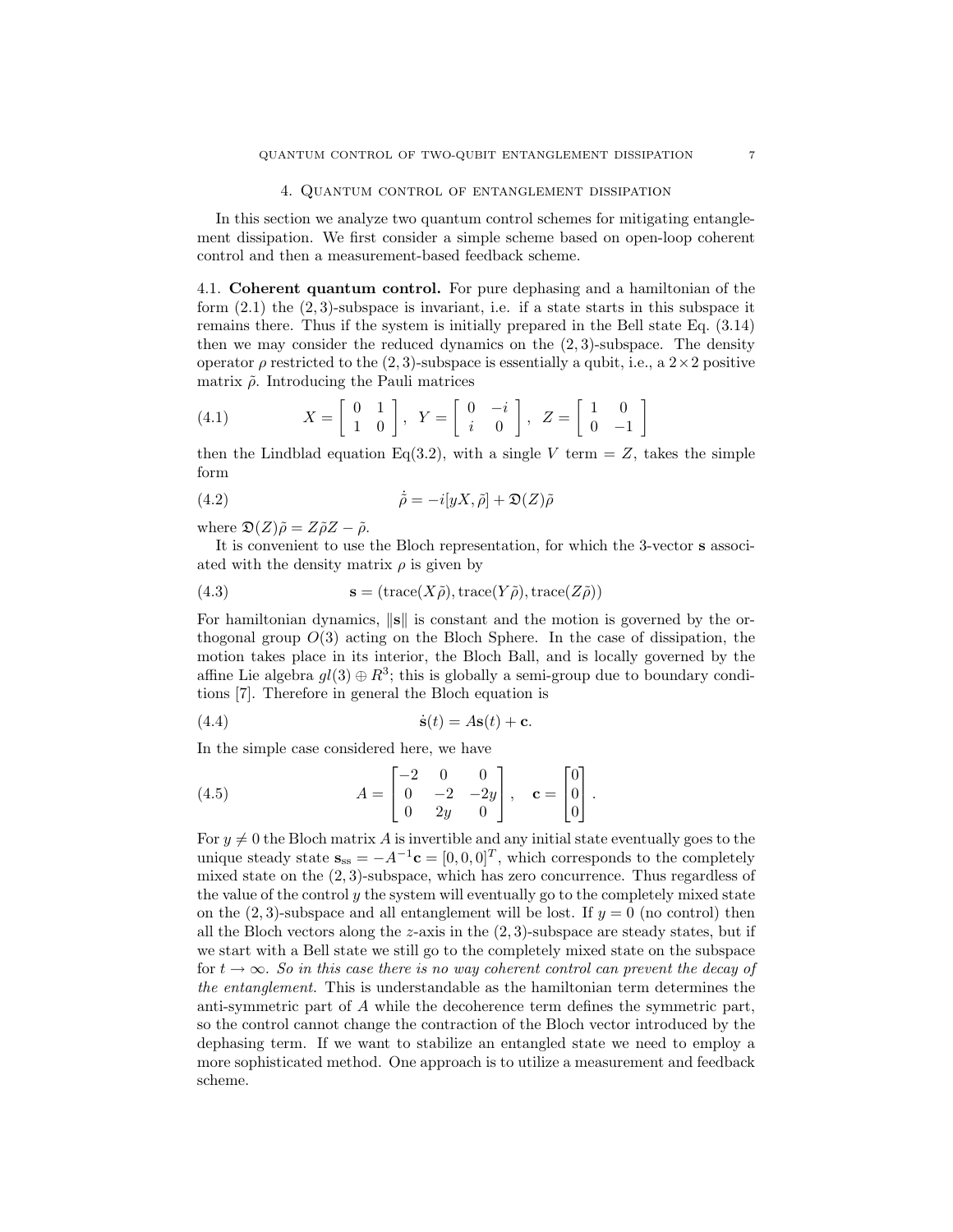## 4. Quantum control of entanglement dissipation

In this section we analyze two quantum control schemes for mitigating entanglement dissipation. We first consider a simple scheme based on open-loop coherent control and then a measurement-based feedback scheme.

**4.1. Coherent quantum control.** For pure dephasing and a hamiltonian of the form (2.1) the $(2,3)$-subspace is invariant, i.e. if a state starts in this subspace it remains there. Thus if the system is initially prepared in the Bell state Eq. (3.14) then we may consider the reduced dynamics on the $(2,3)$-subspace. The density operator $\rho$ restricted to the $(2,3)$-subspace is essentially a qubit, i.e., a $2\times 2$ positive matrix $\tilde{\rho}$. Introducing the Pauli matrices

$$X = \begin{bmatrix} 0 & 1 \\ 1 & 0 \end{bmatrix}, \quad Y = \begin{bmatrix} 0 & -i \\ i & 0 \end{bmatrix}, \quad Z = \begin{bmatrix} 1 & 0 \\ 0 & -1 \end{bmatrix} \tag{4.1}$$

then the Lindblad equation Eq(3.2), with a single $V$ term $= Z$, takes the simple form

$$\dot{\tilde{\rho}} = -i[yX, \tilde{\rho}] + \mathfrak{D}(Z)\tilde{\rho} \tag{4.2}$$

where $\mathfrak{D}(Z)\tilde{\rho} = Z\tilde{\rho}Z - \tilde{\rho}$.

It is convenient to use the Bloch representation, for which the 3-vector $\mathbf{s}$ associated with the density matrix $\rho$ is given by

$$\mathbf{s} = (\mathrm{trace}(X\tilde{\rho}), \mathrm{trace}(Y\tilde{\rho}), \mathrm{trace}(Z\tilde{\rho})) \tag{4.3}$$

For hamiltonian dynamics, $\|\mathbf{s}\|$ is constant and the motion is governed by the orthogonal group $O(3)$ acting on the Bloch Sphere. In the case of dissipation, the motion takes place in its interior, the Bloch Ball, and is locally governed by the affine Lie algebra $gl(3) \oplus R^3$; this is globally a semi-group due to boundary conditions [7]. Therefore in general the Bloch equation is

$$\dot{\mathbf{s}}(t) = A\mathbf{s}(t) + \mathbf{c}. \tag{4.4}$$

In the simple case considered here, we have

$$A = \begin{bmatrix} -2 & 0 & 0 \\ 0 & -2 & -2y \\ 0 & 2y & 0 \end{bmatrix}, \quad \mathbf{c} = \begin{bmatrix} 0 \\ 0 \\ 0 \end{bmatrix}. \tag{4.5}$$

For $y \neq 0$ the Bloch matrix $A$ is invertible and any initial state eventually goes to the unique steady state $\mathbf{s}_{\mathrm{ss}} = -A^{-1}\mathbf{c} = [0,0,0]^T$, which corresponds to the completely mixed state on the $(2,3)$-subspace, which has zero concurrence. Thus regardless of the value of the control $y$ the system will eventually go to the completely mixed state on the $(2,3)$-subspace and all entanglement will be lost. If $y = 0$ (no control) then all the Bloch vectors along the $z$-axis in the $(2,3)$-subspace are steady states, but if we start with a Bell state we still go to the completely mixed state on the subspace for $t \to \infty$. *So in this case there is no way coherent control can prevent the decay of the entanglement.* This is understandable as the hamiltonian term determines the anti-symmetric part of $A$ while the decoherence term defines the symmetric part, so the control cannot change the contraction of the Bloch vector introduced by the dephasing term. If we want to stabilize an entangled state we need to employ a more sophisticated method. One approach is to utilize a measurement and feedback scheme.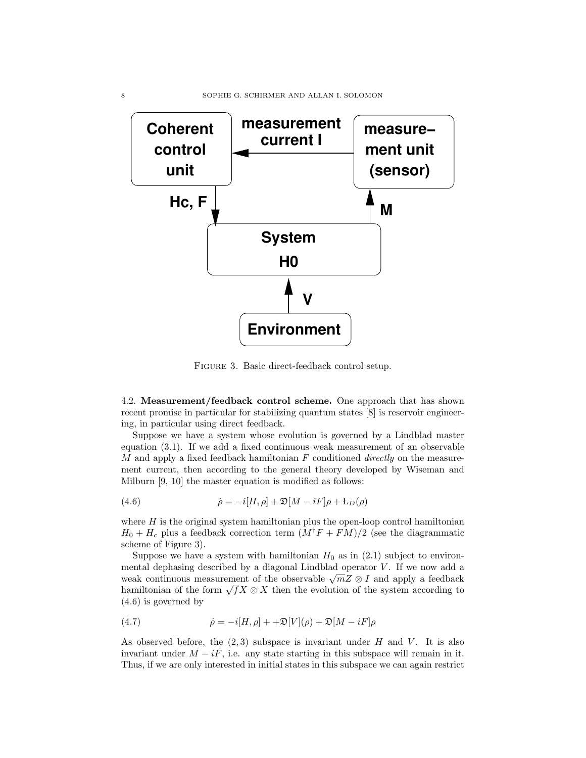Figure 3. Basic direct-feedback control setup.

4.2. **Measurement/feedback control scheme.** One approach that has shown recent promise in particular for stabilizing quantum states [8] is reservoir engineering, in particular using direct feedback.

Suppose we have a system whose evolution is governed by a Lindblad master equation (3.1). If we add a fixed continuous weak measurement of an observable $M$ and apply a fixed feedback hamiltonian $F$ conditioned *directly* on the measurement current, then according to the general theory developed by Wiseman and Milburn [9, 10] the master equation is modified as follows:

$$\dot{\rho} = -i[H, \rho] + \mathfrak{D}[M - iF]\rho + \mathrm{L}_D(\rho) \tag{4.6}$$

where $H$ is the original system hamiltonian plus the open-loop control hamiltonian $H_0 + H_c$ plus a feedback correction term $(M^\dagger F + FM)/2$ (see the diagrammatic scheme of Figure 3).

Suppose we have a system with hamiltonian $H_0$ as in (2.1) subject to environmental dephasing described by a diagonal Lindblad operator $V$. If we now add a weak continuous measurement of the observable $\sqrt{m}Z \otimes I$ and apply a feedback hamiltonian of the form $\sqrt{f}X \otimes X$ then the evolution of the system according to (4.6) is governed by

$$\dot{\rho} = -i[H, \rho] + +\mathfrak{D}[V](\rho) + \mathfrak{D}[M - iF]\rho \tag{4.7}$$

As observed before, the $(2, 3)$ subspace is invariant under $H$ and $V$. It is also invariant under $M - iF$, i.e. any state starting in this subspace will remain in it. Thus, if we are only interested in initial states in this subspace we can again restrict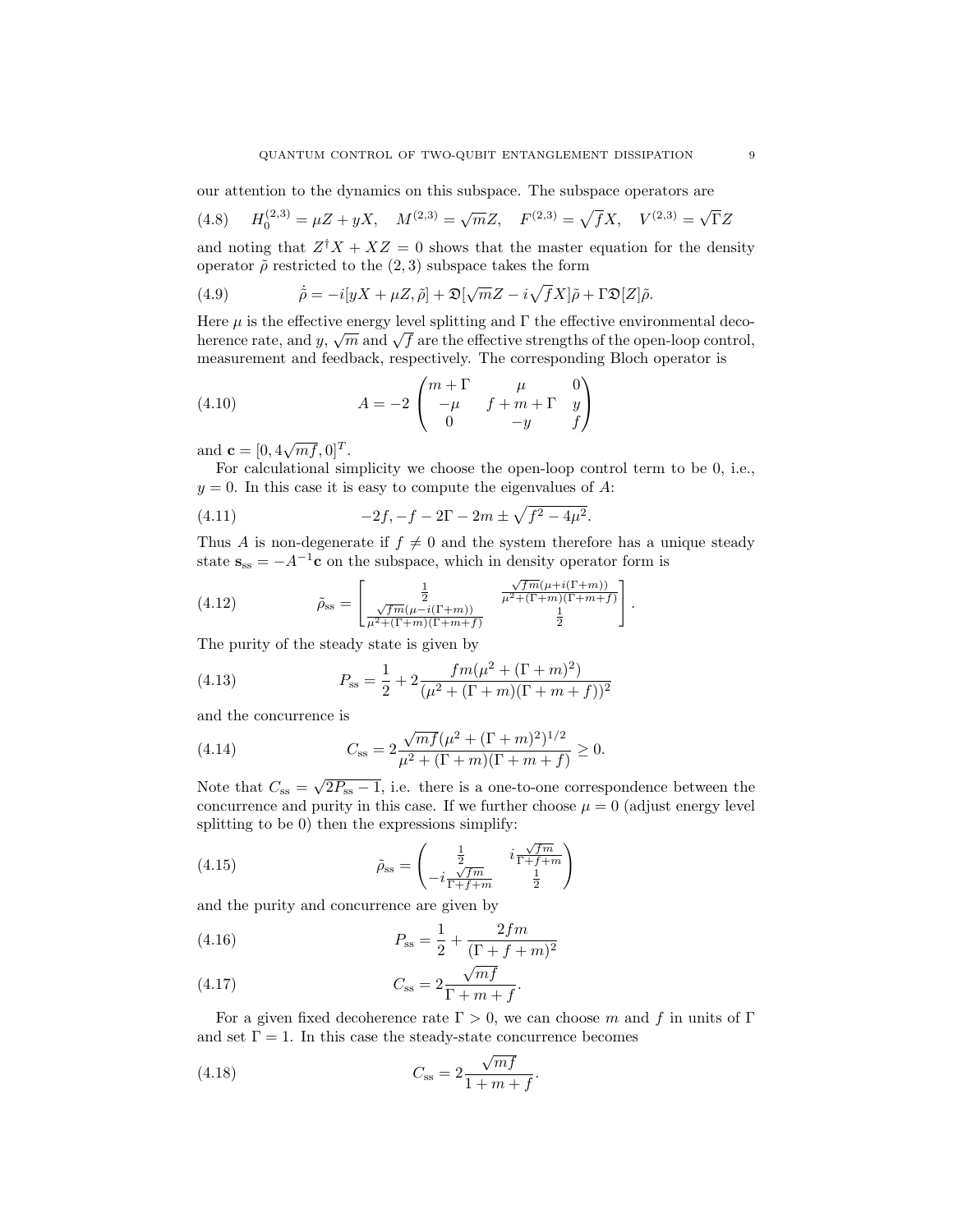our attention to the dynamics on this subspace. The subspace operators are

$$H_0^{(2,3)} = \mu Z + yX, \quad M^{(2,3)} = \sqrt{m} Z, \quad F^{(2,3)} = \sqrt{f} X, \quad V^{(2,3)} = \sqrt{\Gamma} Z \tag{4.8}$$

and noting that $Z^\dagger X + XZ = 0$ shows that the master equation for the density operator $\tilde{\rho}$ restricted to the $(2,3)$ subspace takes the form

$$\dot{\tilde{\rho}} = -i[yX + \mu Z, \tilde{\rho}] + \mathfrak{D}[\sqrt{m} Z - i\sqrt{f} X]\tilde{\rho} + \Gamma \mathfrak{D}[Z]\tilde{\rho}. \tag{4.9}$$

Here $\mu$ is the effective energy level splitting and $\Gamma$ the effective environmental decoherence rate, and $y$, $\sqrt{m}$ and $\sqrt{f}$ are the effective strengths of the open-loop control, measurement and feedback, respectively. The corresponding Bloch operator is

$$A = -2 \begin{pmatrix} m + \Gamma & \mu & 0 \\ -\mu & f + m + \Gamma & y \\ 0 & -y & f \end{pmatrix} \tag{4.10}$$

and $\mathbf{c} = [0, 4\sqrt{mf}, 0]^T$.

For calculational simplicity we choose the open-loop control term to be 0, i.e., $y = 0$. In this case it is easy to compute the eigenvalues of $A$:

$$-2f, -f - 2\Gamma - 2m \pm \sqrt{f^2 - 4\mu^2}. \tag{4.11}$$

Thus $A$ is non-degenerate if $f \neq 0$ and the system therefore has a unique steady state $\mathbf{s}_{\rm ss} = -A^{-1}\mathbf{c}$ on the subspace, which in density operator form is

$$\tilde{\rho}_{\rm ss} = \begin{bmatrix} \frac{1}{2} & \frac{\sqrt{fm}(\mu + i(\Gamma + m))}{\mu^2 + (\Gamma + m)(\Gamma + m + f)} \\ \frac{\sqrt{fm}(\mu - i(\Gamma + m))}{\mu^2 + (\Gamma + m)(\Gamma + m + f)} & \frac{1}{2} \end{bmatrix}. \tag{4.12}$$

The purity of the steady state is given by

$$P_{\rm ss} = \frac{1}{2} + 2\frac{fm(\mu^2 + (\Gamma + m)^2)}{(\mu^2 + (\Gamma + m)(\Gamma + m + f))^2} \tag{4.13}$$

and the concurrence is

$$C_{\rm ss} = 2\frac{\sqrt{mf}(\mu^2 + (\Gamma + m)^2)^{1/2}}{\mu^2 + (\Gamma + m)(\Gamma + m + f)} \geq 0. \tag{4.14}$$

Note that $C_{\rm ss} = \sqrt{2P_{\rm ss} - 1}$, i.e. there is a one-to-one correspondence between the concurrence and purity in this case. If we further choose $\mu = 0$ (adjust energy level splitting to be 0) then the expressions simplify:

$$\tilde{\rho}_{\rm ss} = \begin{pmatrix} \frac{1}{2} & i\frac{\sqrt{fm}}{\Gamma + f + m} \\ -i\frac{\sqrt{fm}}{\Gamma + f + m} & \frac{1}{2} \end{pmatrix} \tag{4.15}$$

and the purity and concurrence are given by

$$P_{\rm ss} = \frac{1}{2} + \frac{2fm}{(\Gamma + f + m)^2} \tag{4.16}$$

$$C_{\rm ss} = 2\frac{\sqrt{mf}}{\Gamma + m + f}. \tag{4.17}$$

For a given fixed decoherence rate $\Gamma > 0$, we can choose $m$ and $f$ in units of $\Gamma$ and set $\Gamma = 1$. In this case the steady-state concurrence becomes

$$C_{\rm ss} = 2\frac{\sqrt{mf}}{1 + m + f}. \tag{4.18}$$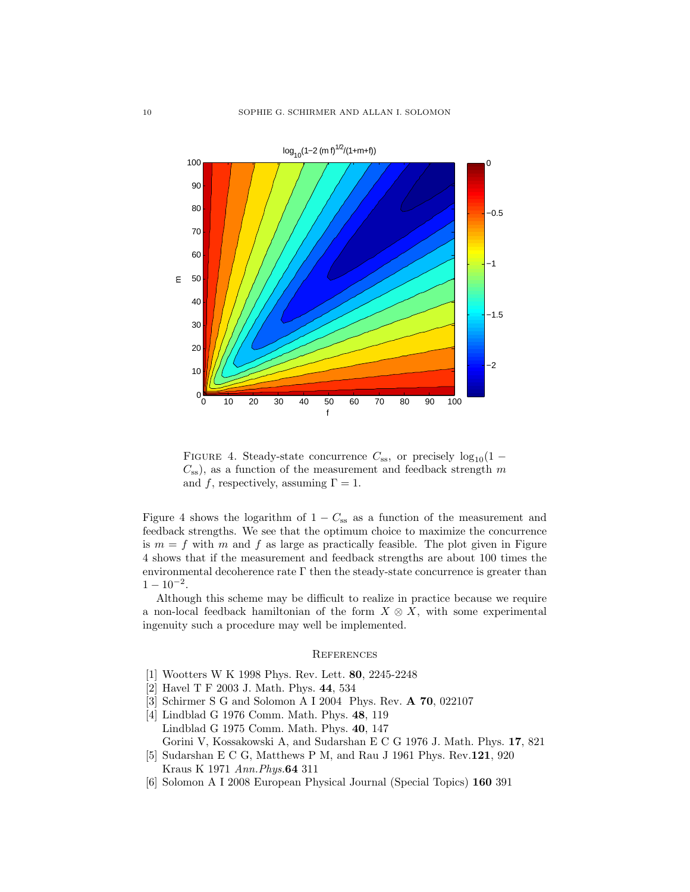FIGURE 4. Steady-state concurrence $C_{\rm ss}$, or precisely $\log_{10}(1 - C_{\rm ss})$, as a function of the measurement and feedback strength $m$ and $f$, respectively, assuming $\Gamma = 1$.

Figure 4 shows the logarithm of $1 - C_{\rm ss}$ as a function of the measurement and feedback strengths. We see that the optimum choice to maximize the concurrence is $m = f$ with $m$ and $f$ as large as practically feasible. The plot given in Figure 4 shows that if the measurement and feedback strengths are about 100 times the environmental decoherence rate $\Gamma$ then the steady-state concurrence is greater than $1 - 10^{-2}$.

Although this scheme may be difficult to realize in practice because we require a non-local feedback hamiltonian of the form $X \otimes X$, with some experimental ingenuity such a procedure may well be implemented.

## References

[1] Wootters W K 1998 Phys. Rev. Lett. **80**, 2245-2248

[2] Havel T F 2003 J. Math. Phys. **44**, 534

[3] Schirmer S G and Solomon A I 2004 Phys. Rev. **A 70**, 022107

[4] Lindblad G 1976 Comm. Math. Phys. **48**, 119
Lindblad G 1975 Comm. Math. Phys. **40**, 147
Gorini V, Kossakowski A, and Sudarshan E C G 1976 J. Math. Phys. **17**, 821

[5] Sudarshan E C G, Matthews P M, and Rau J 1961 Phys. Rev.**121**, 920
Kraus K 1971 *Ann.Phys.***64** 311

[6] Solomon A I 2008 European Physical Journal (Special Topics) **160** 391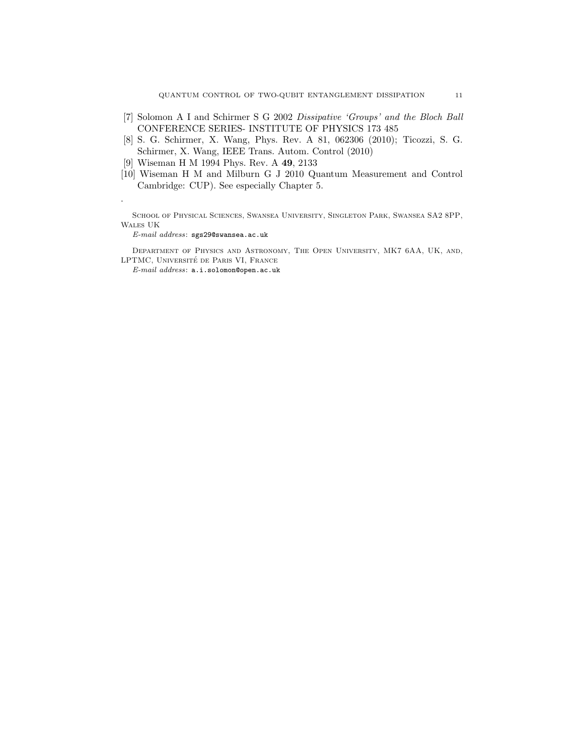[7] Solomon A I and Schirmer S G 2002 *Dissipative 'Groups' and the Bloch Ball* CONFERENCE SERIES- INSTITUTE OF PHYSICS 173 485

[8] S. G. Schirmer, X. Wang, Phys. Rev. A 81, 062306 (2010); Ticozzi, S. G. Schirmer, X. Wang, IEEE Trans. Autom. Control (2010)

[9] Wiseman H M 1994 Phys. Rev. A **49**, 2133

[10] Wiseman H M and Milburn G J 2010 Quantum Measurement and Control Cambridge: CUP). See especially Chapter 5.

.

School of Physical Sciences, Swansea University, Singleton Park, Swansea SA2 8PP, Wales UK

*E-mail address*: `sgs29@swansea.ac.uk`

Department of Physics and Astronomy, The Open University, MK7 6AA, UK, and, LPTMC, Université de Paris VI, France

*E-mail address*: `a.i.solomon@open.ac.uk`